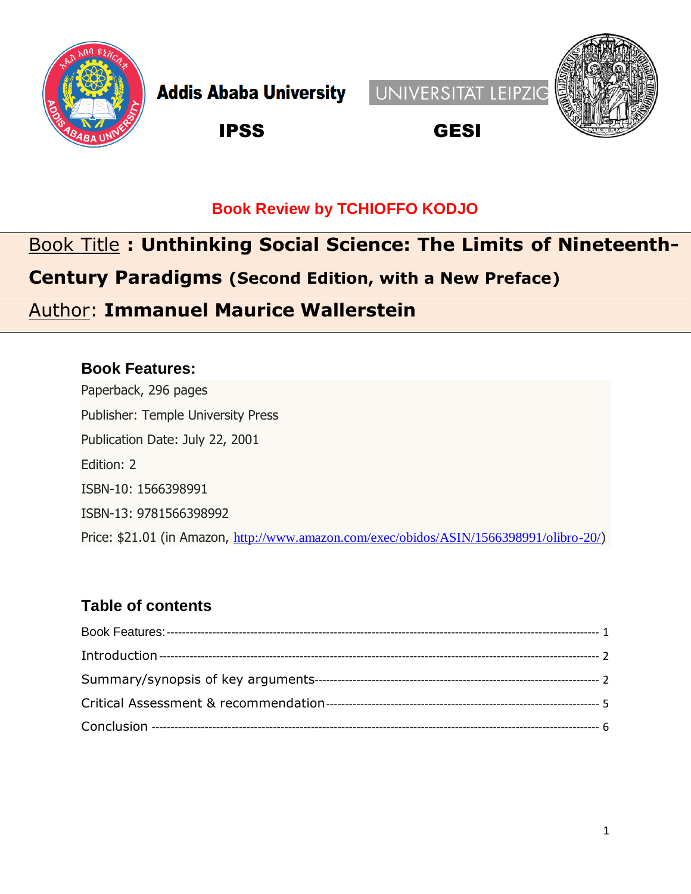Addis Ababa University

UNIVERSITÄT LEIPZIG

IPSS

GESI

**Book Review by TCHIOFFO KODJO**

# Book Title : Unthinking Social Science: The Limits of Nineteenth-Century Paradigms (Second Edition, with a New Preface)

## Author: Immanuel Maurice Wallerstein

### Book Features:

Paperback, 296 pages

Publisher: Temple University Press

Publication Date: July 22, 2001

Edition: 2

ISBN-10: 1566398991

ISBN-13: 9781566398992

Price: $21.01 (in Amazon, http://www.amazon.com/exec/obidos/ASIN/1566398991/olibro-20/)

### Table of contents

Book Features: ---------- 1

Introduction ---------- 2

Summary/synopsis of key arguments ---------- 2

Critical Assessment & recommendation ---------- 5

Conclusion ---------- 6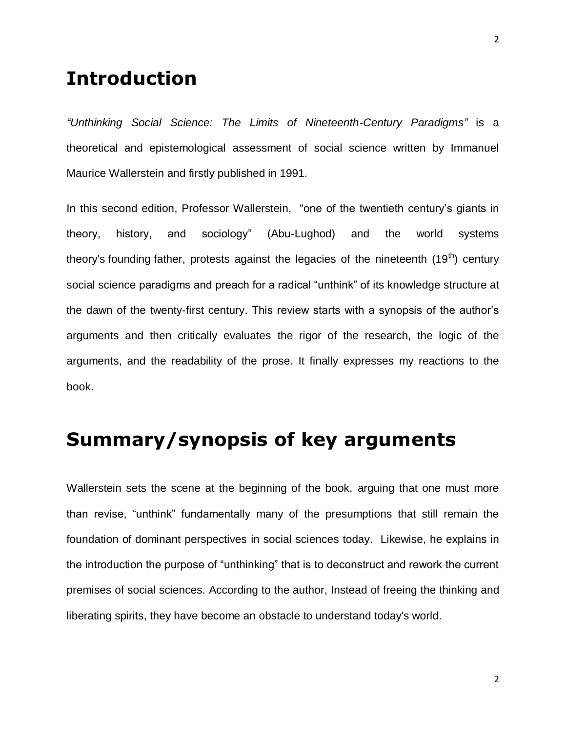# Introduction

*"Unthinking Social Science: The Limits of Nineteenth-Century Paradigms"* is a theoretical and epistemological assessment of social science written by Immanuel Maurice Wallerstein and firstly published in 1991.

In this second edition, Professor Wallerstein, "one of the twentieth century's giants in theory, history, and sociology" (Abu-Lughod) and the world systems theory's founding father, protests against the legacies of the nineteenth ($19^{th}$) century social science paradigms and preach for a radical "unthink" of its knowledge structure at the dawn of the twenty-first century. This review starts with a synopsis of the author's arguments and then critically evaluates the rigor of the research, the logic of the arguments, and the readability of the prose. It finally expresses my reactions to the book.

# Summary/synopsis of key arguments

Wallerstein sets the scene at the beginning of the book, arguing that one must more than revise, "unthink" fundamentally many of the presumptions that still remain the foundation of dominant perspectives in social sciences today. Likewise, he explains in the introduction the purpose of "unthinking" that is to deconstruct and rework the current premises of social sciences. According to the author, Instead of freeing the thinking and liberating spirits, they have become an obstacle to understand today's world.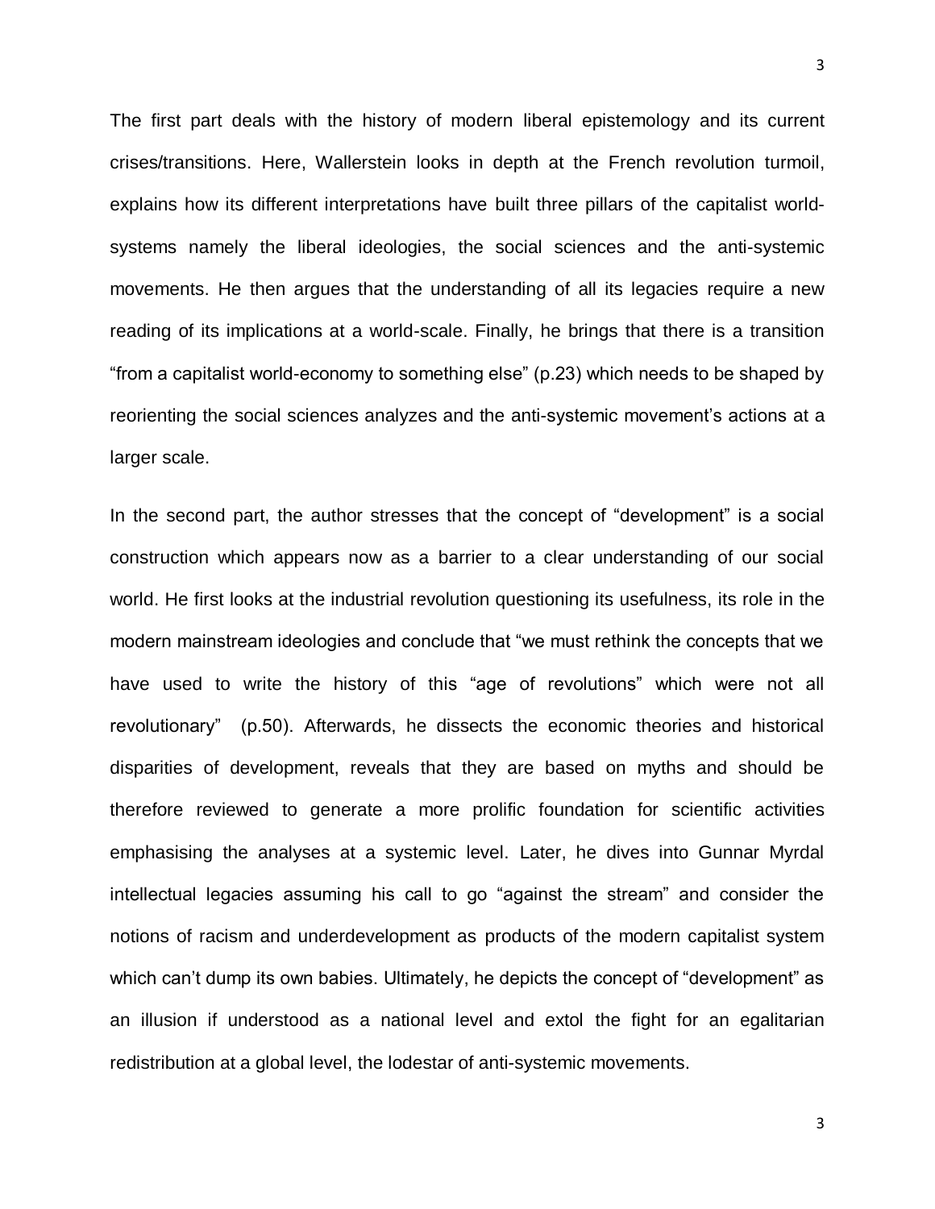The first part deals with the history of modern liberal epistemology and its current crises/transitions. Here, Wallerstein looks in depth at the French revolution turmoil, explains how its different interpretations have built three pillars of the capitalist world-systems namely the liberal ideologies, the social sciences and the anti-systemic movements. He then argues that the understanding of all its legacies require a new reading of its implications at a world-scale. Finally, he brings that there is a transition "from a capitalist world-economy to something else" (p.23) which needs to be shaped by reorienting the social sciences analyzes and the anti-systemic movement's actions at a larger scale.

In the second part, the author stresses that the concept of "development" is a social construction which appears now as a barrier to a clear understanding of our social world. He first looks at the industrial revolution questioning its usefulness, its role in the modern mainstream ideologies and conclude that "we must rethink the concepts that we have used to write the history of this "age of revolutions" which were not all revolutionary" (p.50). Afterwards, he dissects the economic theories and historical disparities of development, reveals that they are based on myths and should be therefore reviewed to generate a more prolific foundation for scientific activities emphasising the analyses at a systemic level. Later, he dives into Gunnar Myrdal intellectual legacies assuming his call to go "against the stream" and consider the notions of racism and underdevelopment as products of the modern capitalist system which can't dump its own babies. Ultimately, he depicts the concept of "development" as an illusion if understood as a national level and extol the fight for an egalitarian redistribution at a global level, the lodestar of anti-systemic movements.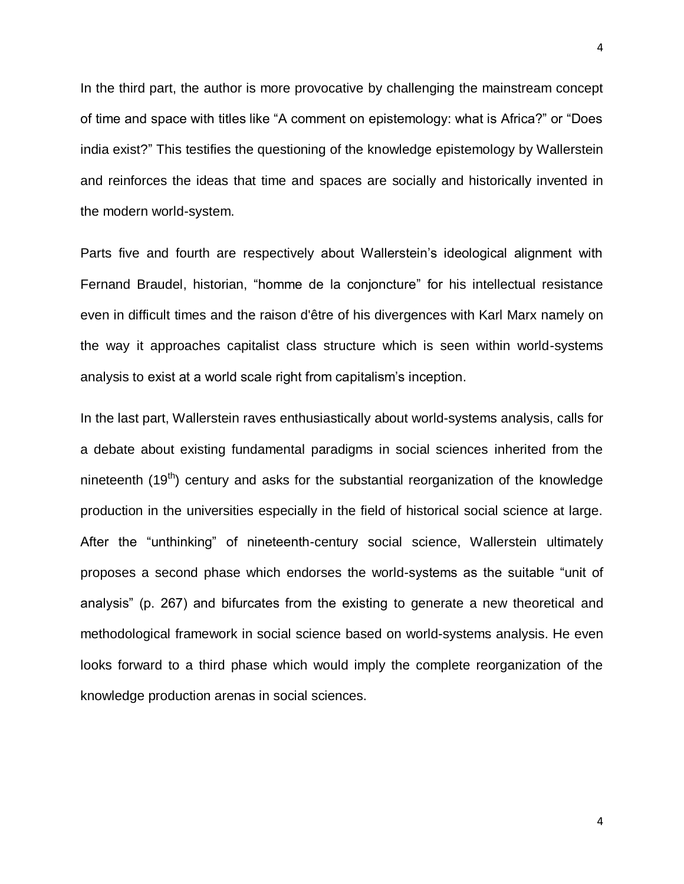In the third part, the author is more provocative by challenging the mainstream concept of time and space with titles like "A comment on epistemology: what is Africa?" or "Does india exist?" This testifies the questioning of the knowledge epistemology by Wallerstein and reinforces the ideas that time and spaces are socially and historically invented in the modern world-system.

Parts five and fourth are respectively about Wallerstein's ideological alignment with Fernand Braudel, historian, "homme de la conjoncture" for his intellectual resistance even in difficult times and the raison d'être of his divergences with Karl Marx namely on the way it approaches capitalist class structure which is seen within world-systems analysis to exist at a world scale right from capitalism's inception.

In the last part, Wallerstein raves enthusiastically about world-systems analysis, calls for a debate about existing fundamental paradigms in social sciences inherited from the nineteenth ($19^{th}$) century and asks for the substantial reorganization of the knowledge production in the universities especially in the field of historical social science at large. After the "unthinking" of nineteenth-century social science, Wallerstein ultimately proposes a second phase which endorses the world-systems as the suitable "unit of analysis" (p. 267) and bifurcates from the existing to generate a new theoretical and methodological framework in social science based on world-systems analysis. He even looks forward to a third phase which would imply the complete reorganization of the knowledge production arenas in social sciences.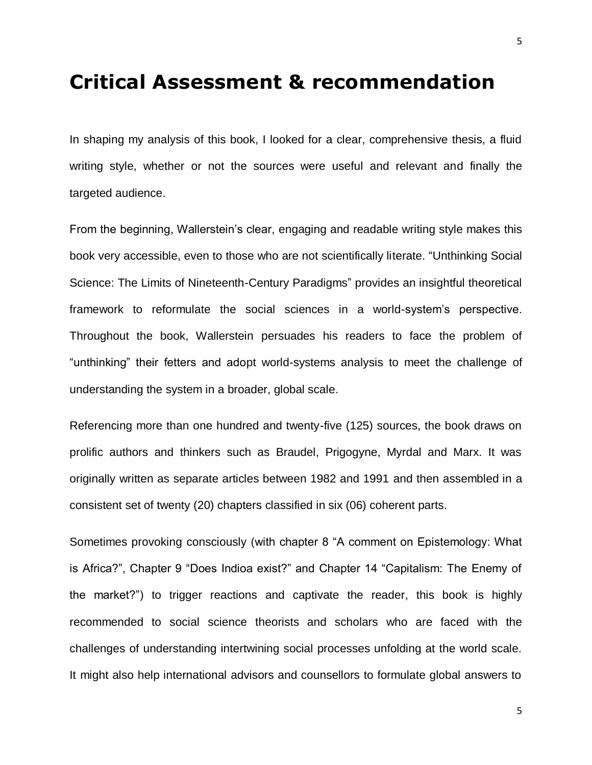# Critical Assessment & recommendation

In shaping my analysis of this book, I looked for a clear, comprehensive thesis, a fluid writing style, whether or not the sources were useful and relevant and finally the targeted audience.

From the beginning, Wallerstein's clear, engaging and readable writing style makes this book very accessible, even to those who are not scientifically literate. "Unthinking Social Science: The Limits of Nineteenth-Century Paradigms" provides an insightful theoretical framework to reformulate the social sciences in a world-system's perspective. Throughout the book, Wallerstein persuades his readers to face the problem of "unthinking" their fetters and adopt world-systems analysis to meet the challenge of understanding the system in a broader, global scale.

Referencing more than one hundred and twenty-five (125) sources, the book draws on prolific authors and thinkers such as Braudel, Prigogyne, Myrdal and Marx. It was originally written as separate articles between 1982 and 1991 and then assembled in a consistent set of twenty (20) chapters classified in six (06) coherent parts.

Sometimes provoking consciously (with chapter 8 "A comment on Epistemology: What is Africa?", Chapter 9 "Does Indioa exist?" and Chapter 14 "Capitalism: The Enemy of the market?") to trigger reactions and captivate the reader, this book is highly recommended to social science theorists and scholars who are faced with the challenges of understanding intertwining social processes unfolding at the world scale. It might also help international advisors and counsellors to formulate global answers to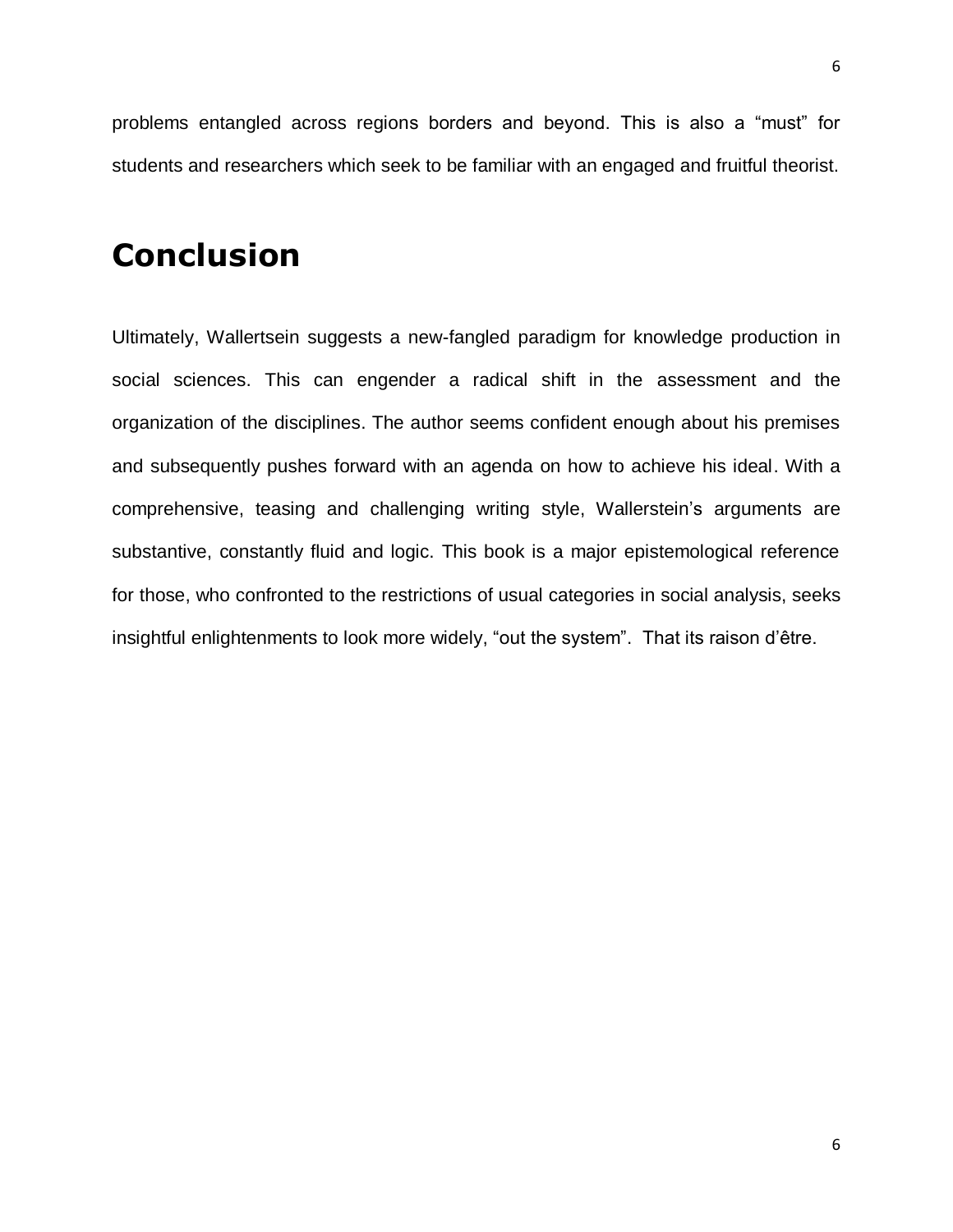problems entangled across regions borders and beyond. This is also a "must" for students and researchers which seek to be familiar with an engaged and fruitful theorist.

# Conclusion

Ultimately, Wallertsein suggests a new-fangled paradigm for knowledge production in social sciences. This can engender a radical shift in the assessment and the organization of the disciplines. The author seems confident enough about his premises and subsequently pushes forward with an agenda on how to achieve his ideal. With a comprehensive, teasing and challenging writing style, Wallerstein's arguments are substantive, constantly fluid and logic. This book is a major epistemological reference for those, who confronted to the restrictions of usual categories in social analysis, seeks insightful enlightenments to look more widely, "out the system". That its raison d'être.